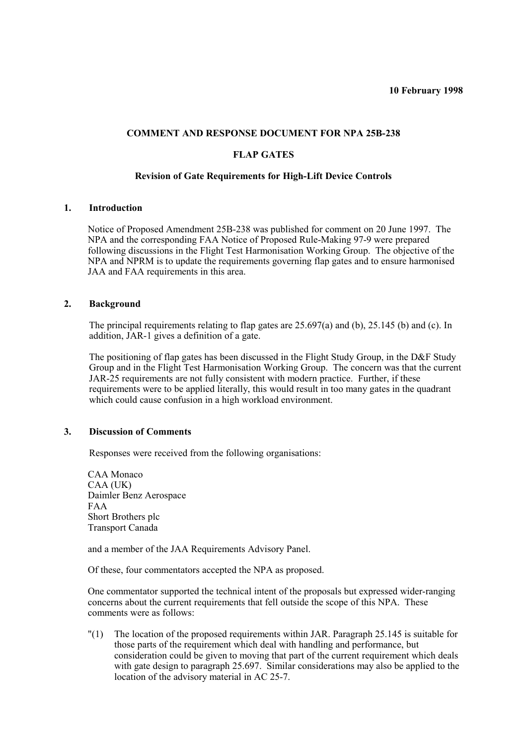**10 February 1998**

**COMMENT AND RESPONSE DOCUMENT FOR NPA 25B-238**

**FLAP GATES**

**Revision of Gate Requirements for High-Lift Device Controls**

## 1. Introduction

Notice of Proposed Amendment 25B-238 was published for comment on 20 June 1997. The NPA and the corresponding FAA Notice of Proposed Rule-Making 97-9 were prepared following discussions in the Flight Test Harmonisation Working Group. The objective of the NPA and NPRM is to update the requirements governing flap gates and to ensure harmonised JAA and FAA requirements in this area.

## 2. Background

The principal requirements relating to flap gates are 25.697(a) and (b), 25.145 (b) and (c). In addition, JAR-1 gives a definition of a gate.

The positioning of flap gates has been discussed in the Flight Study Group, in the D&F Study Group and in the Flight Test Harmonisation Working Group. The concern was that the current JAR-25 requirements are not fully consistent with modern practice. Further, if these requirements were to be applied literally, this would result in too many gates in the quadrant which could cause confusion in a high workload environment.

## 3. Discussion of Comments

Responses were received from the following organisations:

CAA Monaco
CAA (UK)
Daimler Benz Aerospace
FAA
Short Brothers plc
Transport Canada

and a member of the JAA Requirements Advisory Panel.

Of these, four commentators accepted the NPA as proposed.

One commentator supported the technical intent of the proposals but expressed wider-ranging concerns about the current requirements that fell outside the scope of this NPA. These comments were as follows:

"(1) The location of the proposed requirements within JAR. Paragraph 25.145 is suitable for those parts of the requirement which deal with handling and performance, but consideration could be given to moving that part of the current requirement which deals with gate design to paragraph 25.697. Similar considerations may also be applied to the location of the advisory material in AC 25-7.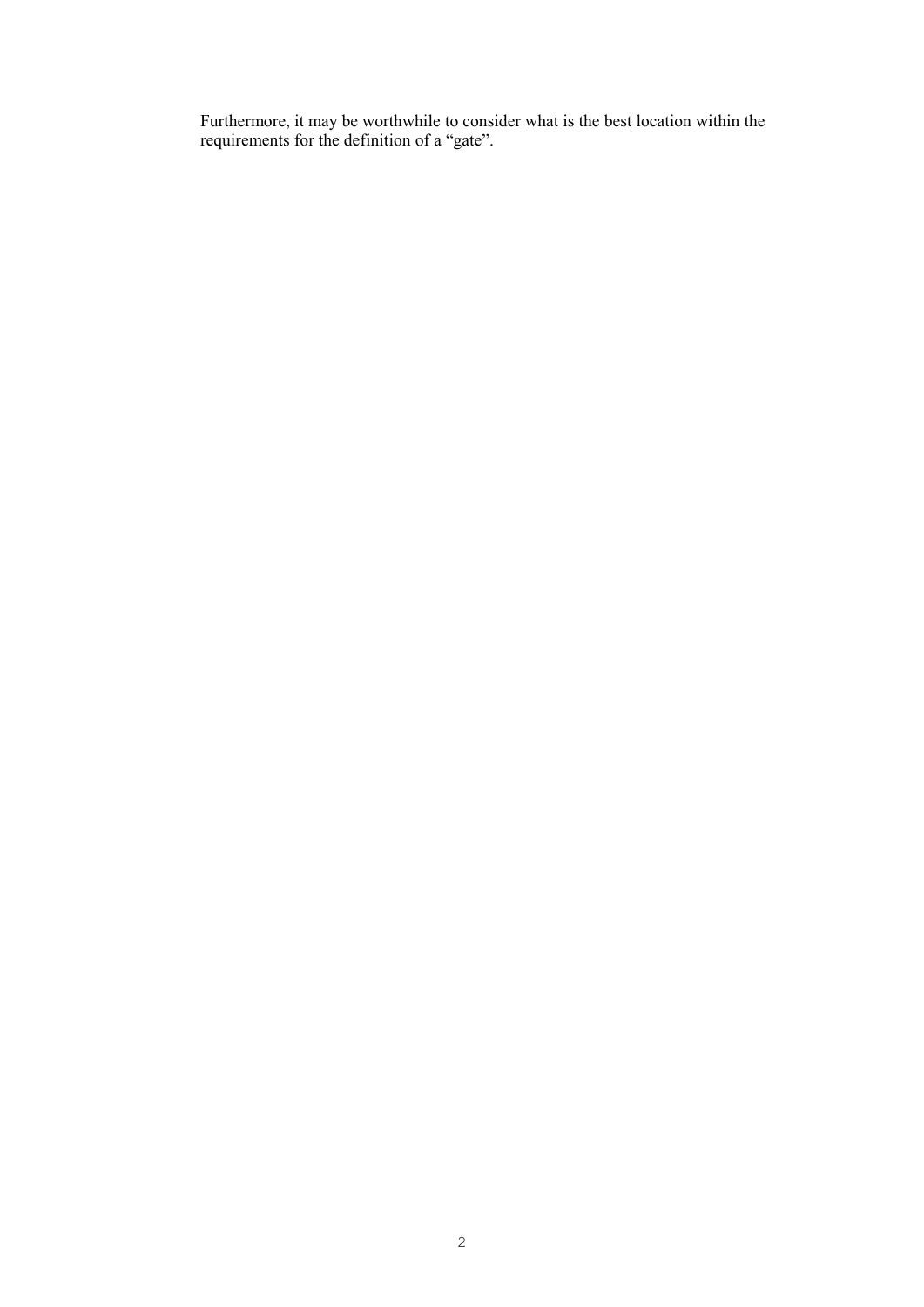Furthermore, it may be worthwhile to consider what is the best location within the requirements for the definition of a “gate”.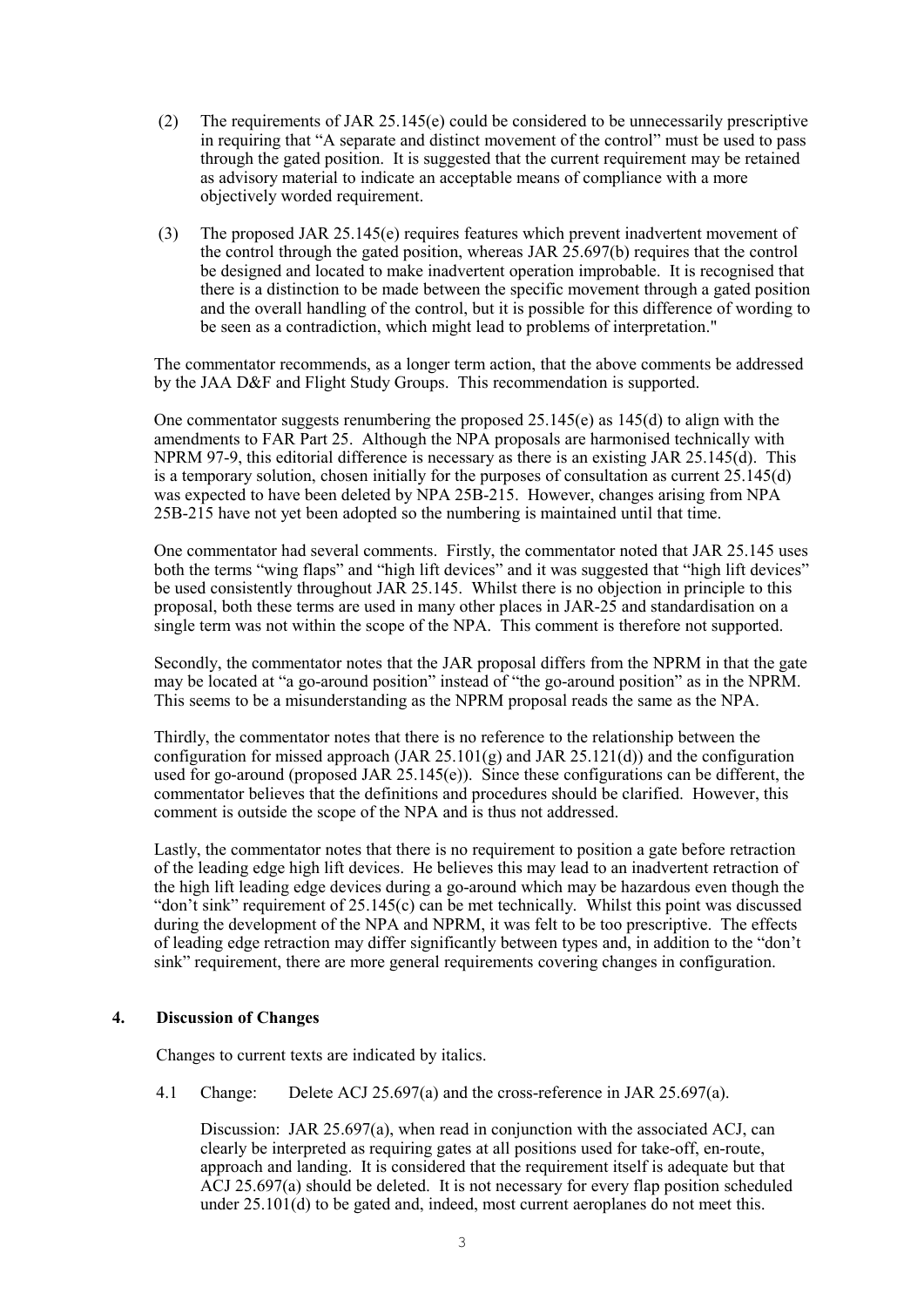(2) The requirements of JAR 25.145(e) could be considered to be unnecessarily prescriptive in requiring that "A separate and distinct movement of the control" must be used to pass through the gated position. It is suggested that the current requirement may be retained as advisory material to indicate an acceptable means of compliance with a more objectively worded requirement.

(3) The proposed JAR 25.145(e) requires features which prevent inadvertent movement of the control through the gated position, whereas JAR 25.697(b) requires that the control be designed and located to make inadvertent operation improbable. It is recognised that there is a distinction to be made between the specific movement through a gated position and the overall handling of the control, but it is possible for this difference of wording to be seen as a contradiction, which might lead to problems of interpretation."

The commentator recommends, as a longer term action, that the above comments be addressed by the JAA D&F and Flight Study Groups. This recommendation is supported.

One commentator suggests renumbering the proposed 25.145(e) as 145(d) to align with the amendments to FAR Part 25. Although the NPA proposals are harmonised technically with NPRM 97-9, this editorial difference is necessary as there is an existing JAR 25.145(d). This is a temporary solution, chosen initially for the purposes of consultation as current 25.145(d) was expected to have been deleted by NPA 25B-215. However, changes arising from NPA 25B-215 have not yet been adopted so the numbering is maintained until that time.

One commentator had several comments. Firstly, the commentator noted that JAR 25.145 uses both the terms "wing flaps" and "high lift devices" and it was suggested that "high lift devices" be used consistently throughout JAR 25.145. Whilst there is no objection in principle to this proposal, both these terms are used in many other places in JAR-25 and standardisation on a single term was not within the scope of the NPA. This comment is therefore not supported.

Secondly, the commentator notes that the JAR proposal differs from the NPRM in that the gate may be located at "a go-around position" instead of "the go-around position" as in the NPRM. This seems to be a misunderstanding as the NPRM proposal reads the same as the NPA.

Thirdly, the commentator notes that there is no reference to the relationship between the configuration for missed approach (JAR 25.101(g) and JAR 25.121(d)) and the configuration used for go-around (proposed JAR 25.145(e)). Since these configurations can be different, the commentator believes that the definitions and procedures should be clarified. However, this comment is outside the scope of the NPA and is thus not addressed.

Lastly, the commentator notes that there is no requirement to position a gate before retraction of the leading edge high lift devices. He believes this may lead to an inadvertent retraction of the high lift leading edge devices during a go-around which may be hazardous even though the "don't sink" requirement of 25.145(c) can be met technically. Whilst this point was discussed during the development of the NPA and NPRM, it was felt to be too prescriptive. The effects of leading edge retraction may differ significantly between types and, in addition to the "don't sink" requirement, there are more general requirements covering changes in configuration.

## 4. Discussion of Changes

Changes to current texts are indicated by italics.

4.1 Change: Delete ACJ 25.697(a) and the cross-reference in JAR 25.697(a).

Discussion: JAR 25.697(a), when read in conjunction with the associated ACJ, can clearly be interpreted as requiring gates at all positions used for take-off, en-route, approach and landing. It is considered that the requirement itself is adequate but that ACJ 25.697(a) should be deleted. It is not necessary for every flap position scheduled under 25.101(d) to be gated and, indeed, most current aeroplanes do not meet this.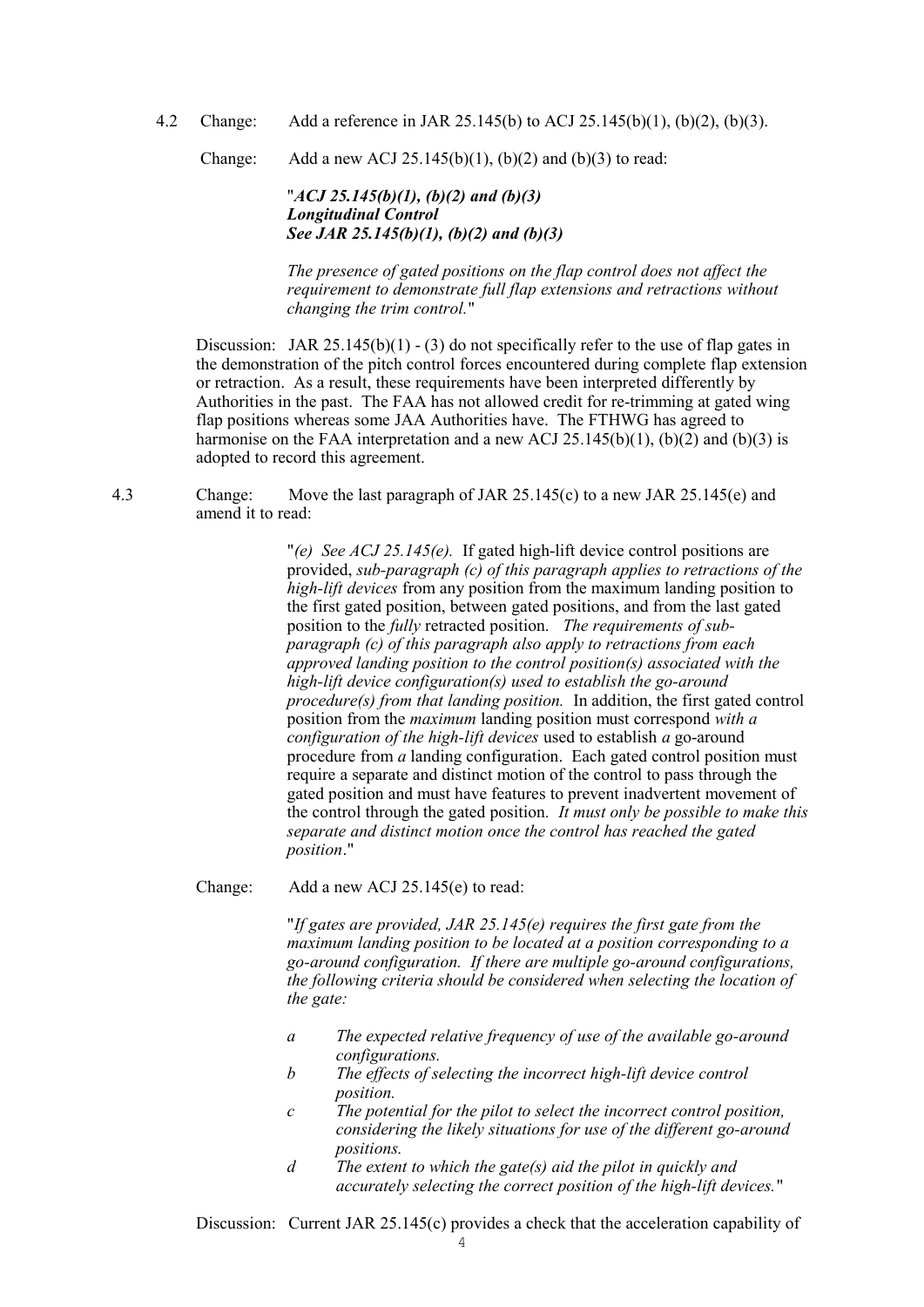4.2 Change: Add a reference in JAR 25.145(b) to ACJ 25.145(b)(1), (b)(2), (b)(3).

Change: Add a new ACJ 25.145(b)(1), (b)(2) and (b)(3) to read:

> "***ACJ 25.145(b)(1), (b)(2) and (b)(3)***
> ***Longitudinal Control***
> ***See JAR 25.145(b)(1), (b)(2) and (b)(3)***
>
> *The presence of gated positions on the flap control does not affect the requirement to demonstrate full flap extensions and retractions without changing the trim control.*"

Discussion: JAR 25.145(b)(1) - (3) do not specifically refer to the use of flap gates in the demonstration of the pitch control forces encountered during complete flap extension or retraction. As a result, these requirements have been interpreted differently by Authorities in the past. The FAA has not allowed credit for re-trimming at gated wing flap positions whereas some JAA Authorities have. The FTHWG has agreed to harmonise on the FAA interpretation and a new ACJ 25.145(b)(1), (b)(2) and (b)(3) is adopted to record this agreement.

4.3 Change: Move the last paragraph of JAR 25.145(c) to a new JAR 25.145(e) and amend it to read:

> "*(e) See ACJ 25.145(e).* If gated high-lift device control positions are provided, *sub-paragraph (c) of this paragraph applies to retractions of the high-lift devices* from any position from the maximum landing position to the first gated position, between gated positions, and from the last gated position to the *fully* retracted position. *The requirements of sub-paragraph (c) of this paragraph also apply to retractions from each approved landing position to the control position(s) associated with the high-lift device configuration(s) used to establish the go-around procedure(s) from that landing position.* In addition, the first gated control position from the *maximum* landing position must correspond *with a configuration of the high-lift devices* used to establish *a* go-around procedure from *a* landing configuration. Each gated control position must require a separate and distinct motion of the control to pass through the gated position and must have features to prevent inadvertent movement of the control through the gated position. *It must only be possible to make this separate and distinct motion once the control has reached the gated position*."

Change: Add a new ACJ 25.145(e) to read:

> "*If gates are provided, JAR 25.145(e) requires the first gate from the maximum landing position to be located at a position corresponding to a go-around configuration. If there are multiple go-around configurations, the following criteria should be considered when selecting the location of the gate:*
>
> *a* *The expected relative frequency of use of the available go-around configurations.*
>
> *b* *The effects of selecting the incorrect high-lift device control position.*
>
> *c* *The potential for the pilot to select the incorrect control position, considering the likely situations for use of the different go-around positions.*
>
> *d* *The extent to which the gate(s) aid the pilot in quickly and accurately selecting the correct position of the high-lift devices.*"

Discussion: Current JAR 25.145(c) provides a check that the acceleration capability of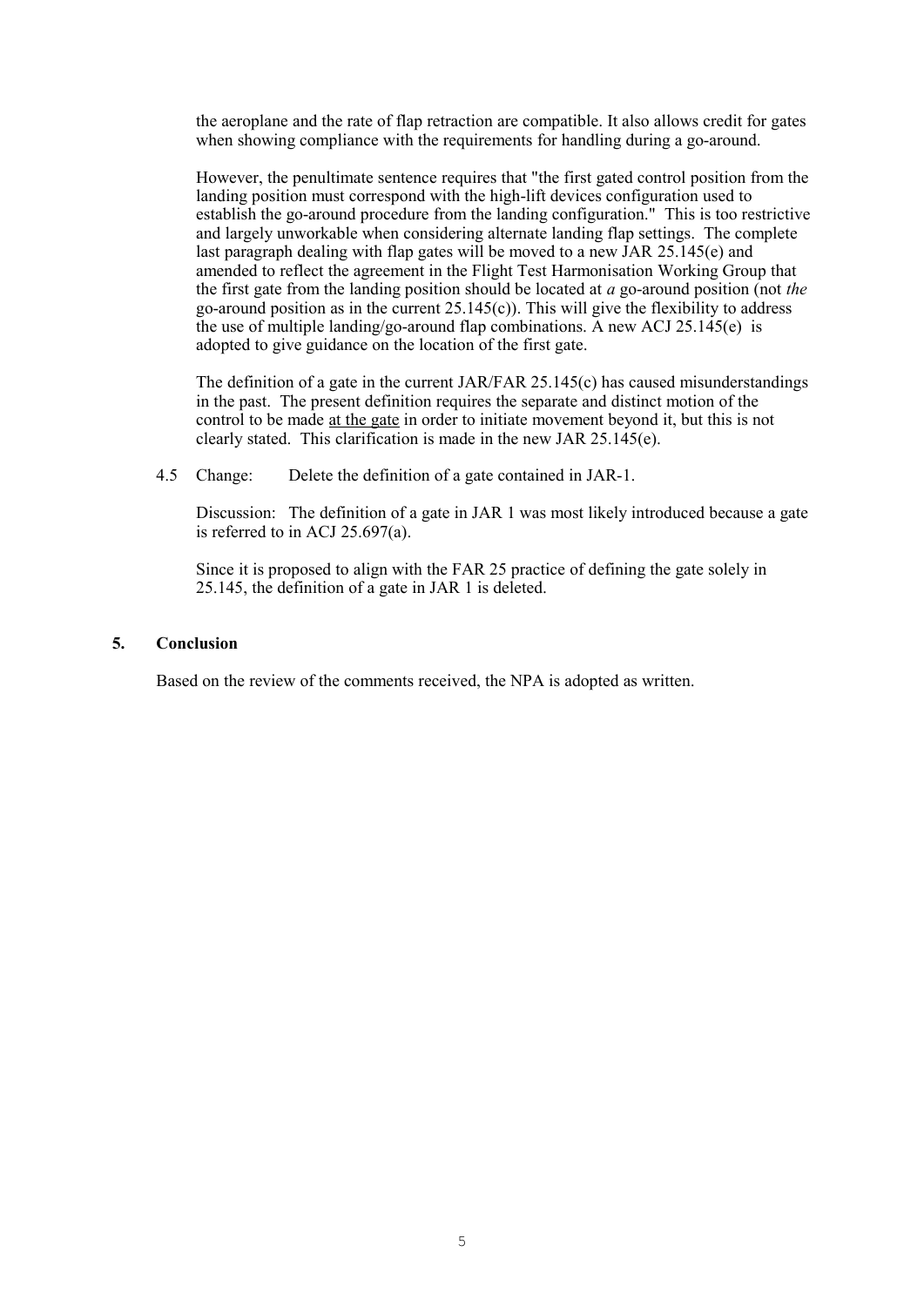the aeroplane and the rate of flap retraction are compatible. It also allows credit for gates when showing compliance with the requirements for handling during a go-around.

However, the penultimate sentence requires that "the first gated control position from the landing position must correspond with the high-lift devices configuration used to establish the go-around procedure from the landing configuration." This is too restrictive and largely unworkable when considering alternate landing flap settings. The complete last paragraph dealing with flap gates will be moved to a new JAR 25.145(e) and amended to reflect the agreement in the Flight Test Harmonisation Working Group that the first gate from the landing position should be located at *a* go-around position (not *the* go-around position as in the current 25.145(c)). This will give the flexibility to address the use of multiple landing/go-around flap combinations. A new ACJ 25.145(e) is adopted to give guidance on the location of the first gate.

The definition of a gate in the current JAR/FAR 25.145(c) has caused misunderstandings in the past. The present definition requires the separate and distinct motion of the control to be made <u>at the gate</u> in order to initiate movement beyond it, but this is not clearly stated. This clarification is made in the new JAR 25.145(e).

4.5 Change: Delete the definition of a gate contained in JAR-1.

Discussion: The definition of a gate in JAR 1 was most likely introduced because a gate is referred to in ACJ 25.697(a).

Since it is proposed to align with the FAR 25 practice of defining the gate solely in 25.145, the definition of a gate in JAR 1 is deleted.

## 5. Conclusion

Based on the review of the comments received, the NPA is adopted as written.